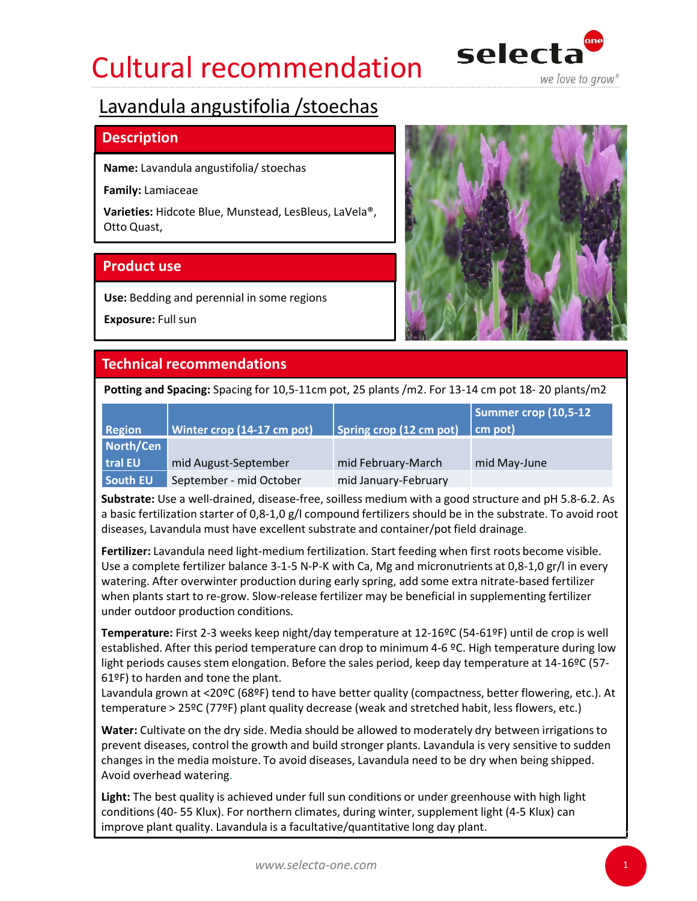# Cultural recommendation

## Lavandula angustifolia /stoechas

### Description

**Name:** Lavandula angustifolia/ stoechas

**Family:** Lamiaceae

**Varieties:** Hidcote Blue, Munstead, LesBleus, LaVela®, Otto Quast,

### Product use

**Use:** Bedding and perennial in some regions

**Exposure:** Full sun

### Technical recommendations

**Potting and Spacing:** Spacing for 10,5-11cm pot, 25 plants /m2. For 13-14 cm pot 18- 20 plants/m2

| Region | Winter crop (14-17 cm pot) | Spring crop (12 cm pot) | Summer crop (10,5-12 cm pot) |
|---|---|---|---|
| North/Central EU | mid August-September | mid February-March | mid May-June |
| South EU | September - mid October | mid January-February | |

**Substrate:** Use a well-drained, disease-free, soilless medium with a good structure and pH 5.8-6.2. As a basic fertilization starter of 0,8-1,0 g/l compound fertilizers should be in the substrate. To avoid root diseases, Lavandula must have excellent substrate and container/pot field drainage.

**Fertilizer:** Lavandula need light-medium fertilization. Start feeding when first roots become visible. Use a complete fertilizer balance 3-1-5 N-P-K with Ca, Mg and micronutrients at 0,8-1,0 gr/l in every watering. After overwinter production during early spring, add some extra nitrate-based fertilizer when plants start to re-grow. Slow-release fertilizer may be beneficial in supplementing fertilizer under outdoor production conditions.

**Temperature:** First 2-3 weeks keep night/day temperature at 12-16ºC (54-61ºF) until de crop is well established. After this period temperature can drop to minimum 4-6 ºC. High temperature during low light periods causes stem elongation. Before the sales period, keep day temperature at 14-16ºC (57-61ºF) to harden and tone the plant.
Lavandula grown at <20ºC (68ºF) tend to have better quality (compactness, better flowering, etc.). At temperature > 25ºC (77ºF) plant quality decrease (weak and stretched habit, less flowers, etc.)

**Water:** Cultivate on the dry side. Media should be allowed to moderately dry between irrigations to prevent diseases, control the growth and build stronger plants. Lavandula is very sensitive to sudden changes in the media moisture. To avoid diseases, Lavandula need to be dry when being shipped. Avoid overhead watering.

**Light:** The best quality is achieved under full sun conditions or under greenhouse with high light conditions (40- 55 Klux). For northern climates, during winter, supplement light (4-5 Klux) can improve plant quality. Lavandula is a facultative/quantitative long day plant.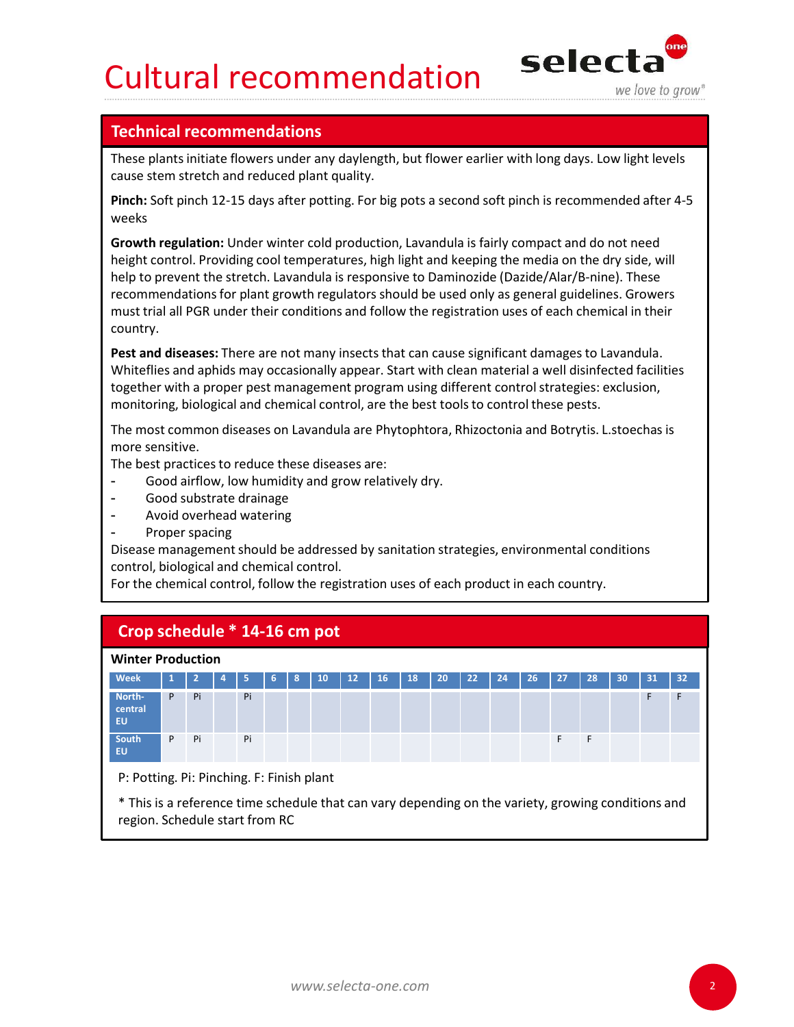# Cultural recommendation

## Technical recommendations

These plants initiate flowers under any daylength, but flower earlier with long days. Low light levels cause stem stretch and reduced plant quality.

**Pinch:** Soft pinch 12-15 days after potting. For big pots a second soft pinch is recommended after 4-5 weeks

**Growth regulation:** Under winter cold production, Lavandula is fairly compact and do not need height control. Providing cool temperatures, high light and keeping the media on the dry side, will help to prevent the stretch. Lavandula is responsive to Daminozide (Dazide/Alar/B-nine). These recommendations for plant growth regulators should be used only as general guidelines. Growers must trial all PGR under their conditions and follow the registration uses of each chemical in their country.

**Pest and diseases:** There are not many insects that can cause significant damages to Lavandula. Whiteflies and aphids may occasionally appear. Start with clean material a well disinfected facilities together with a proper pest management program using different control strategies: exclusion, monitoring, biological and chemical control, are the best tools to control these pests.

The most common diseases on Lavandula are Phytophtora, Rhizoctonia and Botrytis. L.stoechas is more sensitive.
The best practices to reduce these diseases are:

- Good airflow, low humidity and grow relatively dry.
- Good substrate drainage
- Avoid overhead watering
- Proper spacing

Disease management should be addressed by sanitation strategies, environmental conditions control, biological and chemical control.
For the chemical control, follow the registration uses of each product in each country.

## Crop schedule * 14-16 cm pot

**Winter Production**

| Week | 1 | 2 | 4 | 5 | 6 | 8 | 10 | 12 | 16 | 18 | 20 | 22 | 24 | 26 | 27 | 28 | 30 | 31 | 32 |
|---|---|---|---|---|---|---|---|---|---|---|---|---|---|---|---|---|---|---|---|
| North-central EU | P | Pi | | Pi | | | | | | | | | | | | | | F | F |
| South EU | P | Pi | | Pi | | | | | | | | | | | F | F | | | |

P: Potting. Pi: Pinching. F: Finish plant

\* This is a reference time schedule that can vary depending on the variety, growing conditions and region. Schedule start from RC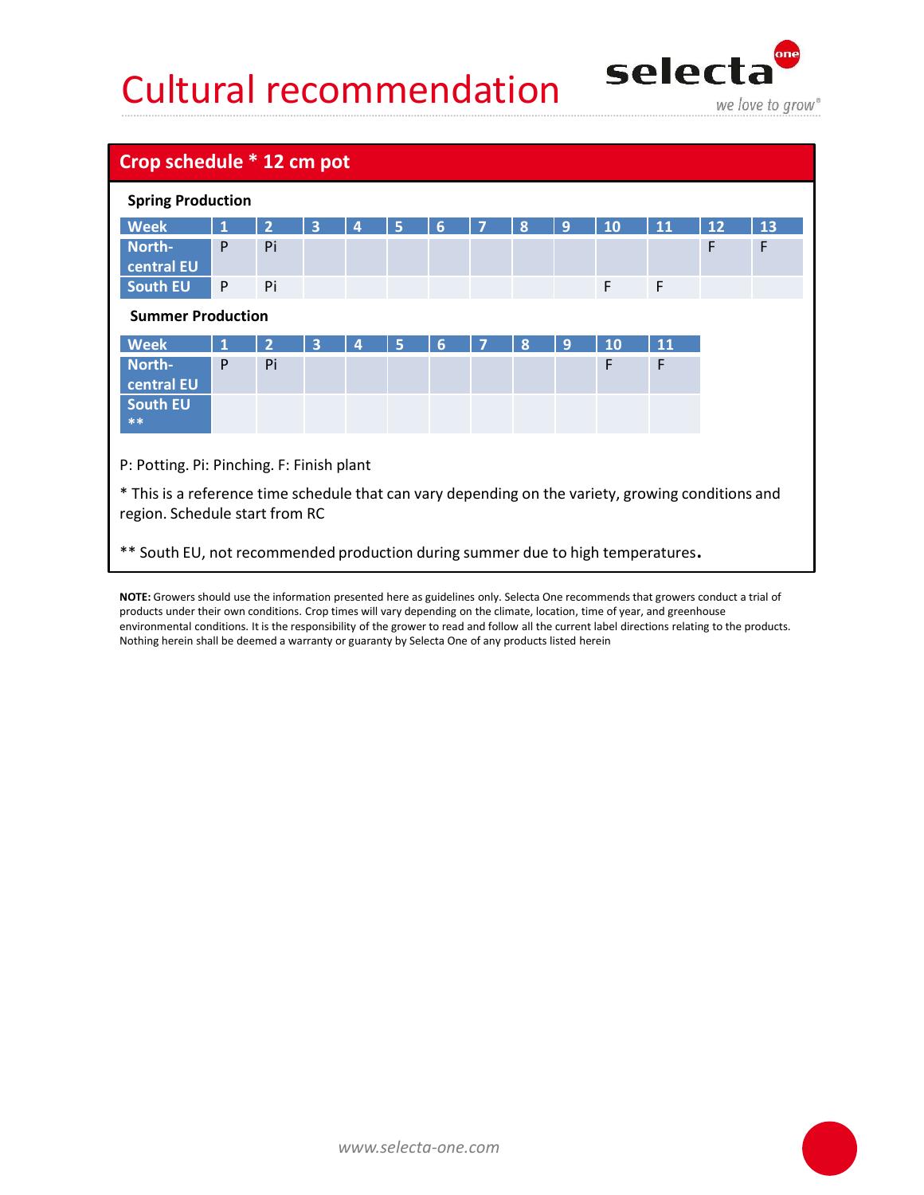# Cultural recommendation

## Crop schedule * 12 cm pot

**Spring Production**

| Week | 1 | 2 | 3 | 4 | 5 | 6 | 7 | 8 | 9 | 10 | 11 | 12 | 13 |
|---|---|---|---|---|---|---|---|---|---|---|---|---|---|
| North-central EU | P | Pi | | | | | | | | | | F | F |
| South EU | P | Pi | | | | | | | | F | F | | |

**Summer Production**

| Week | 1 | 2 | 3 | 4 | 5 | 6 | 7 | 8 | 9 | 10 | 11 |
|---|---|---|---|---|---|---|---|---|---|---|---|
| North-central EU | P | Pi | | | | | | | | F | F |
| South EU ** | | | | | | | | | | | |

P: Potting. Pi: Pinching. F: Finish plant

* This is a reference time schedule that can vary depending on the variety, growing conditions and region. Schedule start from RC

** South EU, not recommended production during summer due to high temperatures.

**NOTE:** Growers should use the information presented here as guidelines only. Selecta One recommends that growers conduct a trial of products under their own conditions. Crop times will vary depending on the climate, location, time of year, and greenhouse environmental conditions. It is the responsibility of the grower to read and follow all the current label directions relating to the products. Nothing herein shall be deemed a warranty or guaranty by Selecta One of any products listed herein